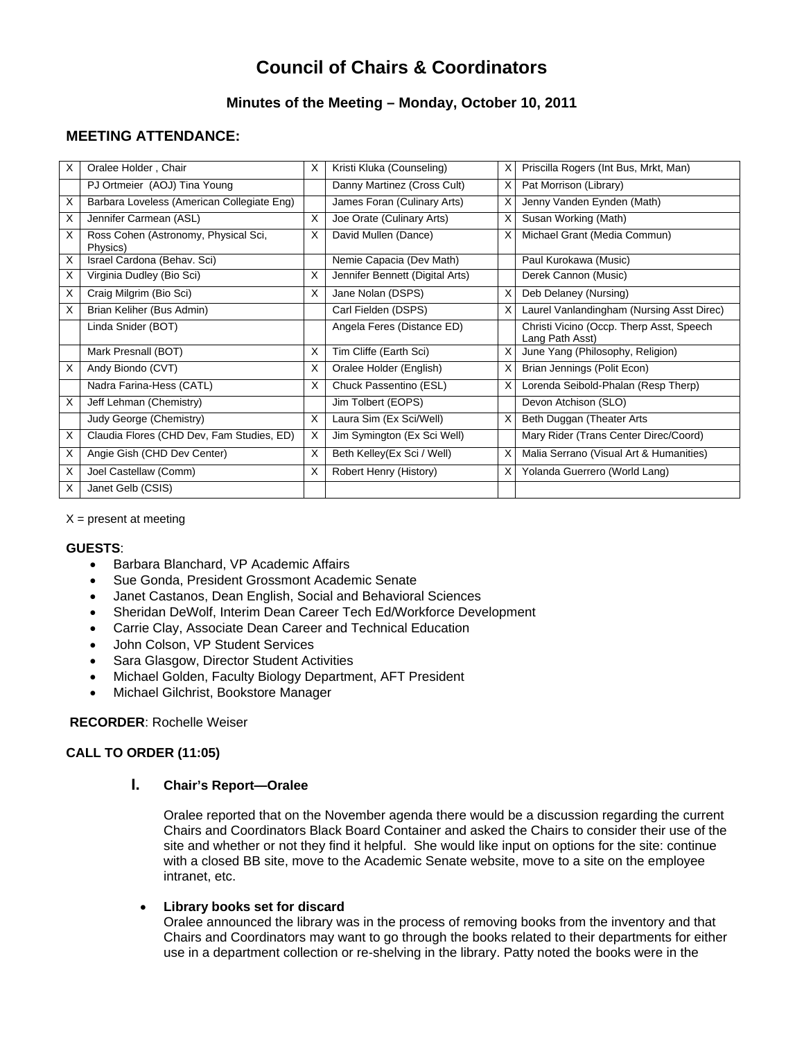# Council of Chairs & Coordinators

## Minutes of the Meeting – Monday, October 10, 2011

## MEETING ATTENDANCE:

| | | | | | |
|---|---|---|---|---|---|
| X | Oralee Holder , Chair | X | Kristi Kluka (Counseling) | X | Priscilla Rogers (Int Bus, Mrkt, Man) |
| | PJ Ortmeier (AOJ) Tina Young | | Danny Martinez (Cross Cult) | X | Pat Morrison (Library) |
| X | Barbara Loveless (American Collegiate Eng) | | James Foran (Culinary Arts) | X | Jenny Vanden Eynden (Math) |
| X | Jennifer Carmean (ASL) | X | Joe Orate (Culinary Arts) | X | Susan Working (Math) |
| X | Ross Cohen (Astronomy, Physical Sci, Physics) | X | David Mullen (Dance) | X | Michael Grant (Media Commun) |
| X | Israel Cardona (Behav. Sci) | | Nemie Capacia (Dev Math) | | Paul Kurokawa (Music) |
| X | Virginia Dudley (Bio Sci) | X | Jennifer Bennett (Digital Arts) | | Derek Cannon (Music) |
| X | Craig Milgrim (Bio Sci) | X | Jane Nolan (DSPS) | X | Deb Delaney (Nursing) |
| X | Brian Keliher (Bus Admin) | | Carl Fielden (DSPS) | X | Laurel Vanlandingham (Nursing Asst Direc) |
| | Linda Snider (BOT) | | Angela Feres (Distance ED) | | Christi Vicino (Occp. Therp Asst, Speech Lang Path Asst) |
| | Mark Presnall (BOT) | X | Tim Cliffe (Earth Sci) | X | June Yang (Philosophy, Religion) |
| X | Andy Biondo (CVT) | X | Oralee Holder (English) | X | Brian Jennings (Polit Econ) |
| | Nadra Farina-Hess (CATL) | X | Chuck Passentino (ESL) | X | Lorenda Seibold-Phalan (Resp Therp) |
| X | Jeff Lehman (Chemistry) | | Jim Tolbert (EOPS) | | Devon Atchison (SLO) |
| | Judy George (Chemistry) | X | Laura Sim (Ex Sci/Well) | X | Beth Duggan (Theater Arts |
| X | Claudia Flores (CHD Dev, Fam Studies, ED) | X | Jim Symington (Ex Sci Well) | | Mary Rider (Trans Center Direc/Coord) |
| X | Angie Gish (CHD Dev Center) | X | Beth Kelley(Ex Sci / Well) | X | Malia Serrano (Visual Art & Humanities) |
| X | Joel Castellaw (Comm) | X | Robert Henry (History) | X | Yolanda Guerrero (World Lang) |
| X | Janet Gelb (CSIS) | | | | |

X = present at meeting

**GUESTS**:

- Barbara Blanchard, VP Academic Affairs
- Sue Gonda, President Grossmont Academic Senate
- Janet Castanos, Dean English, Social and Behavioral Sciences
- Sheridan DeWolf, Interim Dean Career Tech Ed/Workforce Development
- Carrie Clay, Associate Dean Career and Technical Education
- John Colson, VP Student Services
- Sara Glasgow, Director Student Activities
- Michael Golden, Faculty Biology Department, AFT President
- Michael Gilchrist, Bookstore Manager

**RECORDER**: Rochelle Weiser

**CALL TO ORDER (11:05)**

### I. Chair's Report—Oralee

Oralee reported that on the November agenda there would be a discussion regarding the current Chairs and Coordinators Black Board Container and asked the Chairs to consider their use of the site and whether or not they find it helpful. She would like input on options for the site: continue with a closed BB site, move to the Academic Senate website, move to a site on the employee intranet, etc.

- **Library books set for discard**
  Oralee announced the library was in the process of removing books from the inventory and that Chairs and Coordinators may want to go through the books related to their departments for either use in a department collection or re-shelving in the library. Patty noted the books were in the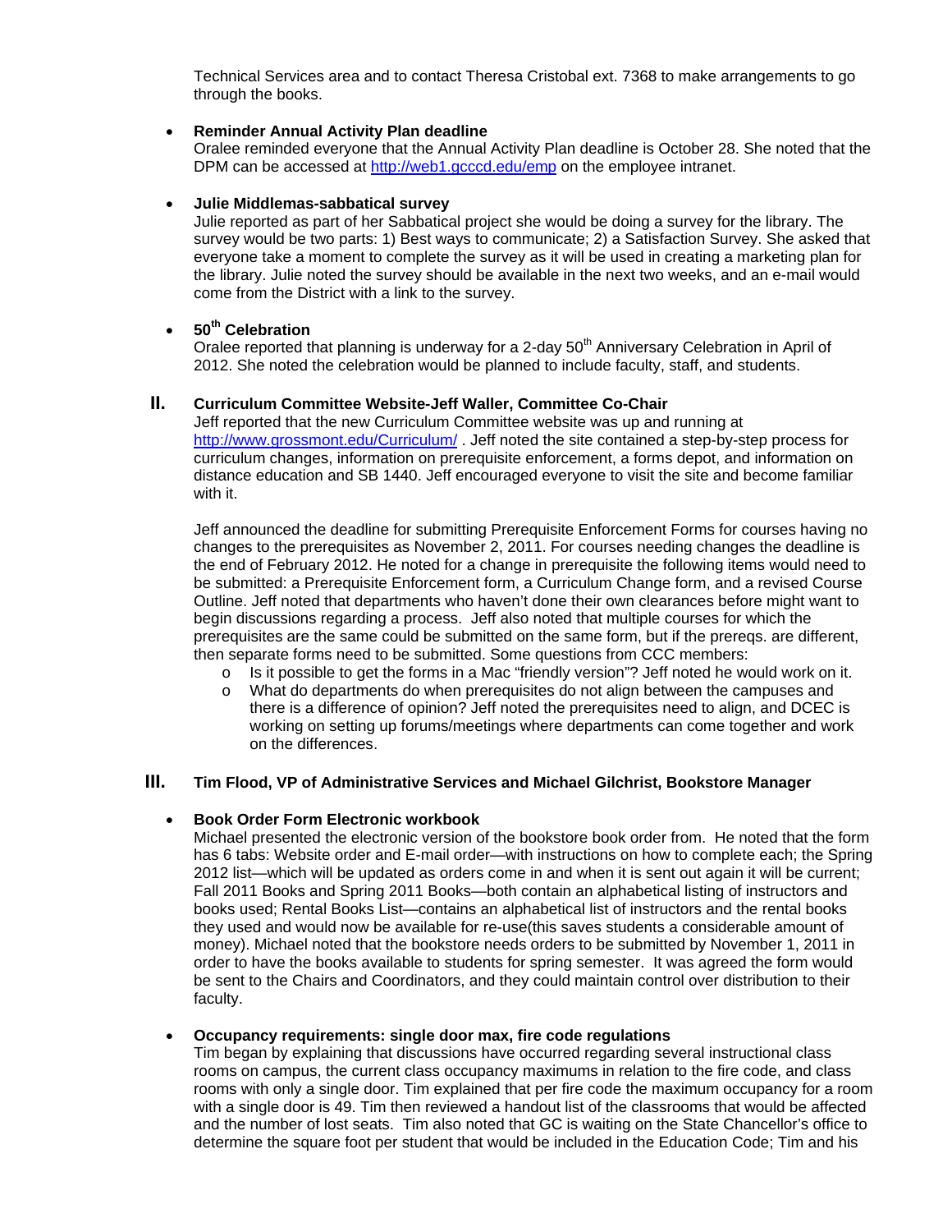Technical Services area and to contact Theresa Cristobal ext. 7368 to make arrangements to go through the books.

- **Reminder Annual Activity Plan deadline**
  Oralee reminded everyone that the Annual Activity Plan deadline is October 28. She noted that the DPM can be accessed at http://web1.gcccd.edu/emp on the employee intranet.

- **Julie Middlemas-sabbatical survey**
  Julie reported as part of her Sabbatical project she would be doing a survey for the library. The survey would be two parts: 1) Best ways to communicate; 2) a Satisfaction Survey. She asked that everyone take a moment to complete the survey as it will be used in creating a marketing plan for the library. Julie noted the survey should be available in the next two weeks, and an e-mail would come from the District with a link to the survey.

- **50th Celebration**
  Oralee reported that planning is underway for a 2-day 50th Anniversary Celebration in April of 2012. She noted the celebration would be planned to include faculty, staff, and students.

## II. Curriculum Committee Website-Jeff Waller, Committee Co-Chair

Jeff reported that the new Curriculum Committee website was up and running at http://www.grossmont.edu/Curriculum/ . Jeff noted the site contained a step-by-step process for curriculum changes, information on prerequisite enforcement, a forms depot, and information on distance education and SB 1440. Jeff encouraged everyone to visit the site and become familiar with it.

Jeff announced the deadline for submitting Prerequisite Enforcement Forms for courses having no changes to the prerequisites as November 2, 2011. For courses needing changes the deadline is the end of February 2012. He noted for a change in prerequisite the following items would need to be submitted: a Prerequisite Enforcement form, a Curriculum Change form, and a revised Course Outline. Jeff noted that departments who haven't done their own clearances before might want to begin discussions regarding a process. Jeff also noted that multiple courses for which the prerequisites are the same could be submitted on the same form, but if the prereqs. are different, then separate forms need to be submitted. Some questions from CCC members:

- Is it possible to get the forms in a Mac "friendly version"? Jeff noted he would work on it.
- What do departments do when prerequisites do not align between the campuses and there is a difference of opinion? Jeff noted the prerequisites need to align, and DCEC is working on setting up forums/meetings where departments can come together and work on the differences.

## III. Tim Flood, VP of Administrative Services and Michael Gilchrist, Bookstore Manager

- **Book Order Form Electronic workbook**
  Michael presented the electronic version of the bookstore book order from. He noted that the form has 6 tabs: Website order and E-mail order—with instructions on how to complete each; the Spring 2012 list—which will be updated as orders come in and when it is sent out again it will be current; Fall 2011 Books and Spring 2011 Books—both contain an alphabetical listing of instructors and books used; Rental Books List—contains an alphabetical list of instructors and the rental books they used and would now be available for re-use(this saves students a considerable amount of money). Michael noted that the bookstore needs orders to be submitted by November 1, 2011 in order to have the books available to students for spring semester. It was agreed the form would be sent to the Chairs and Coordinators, and they could maintain control over distribution to their faculty.

- **Occupancy requirements: single door max, fire code regulations**
  Tim began by explaining that discussions have occurred regarding several instructional class rooms on campus, the current class occupancy maximums in relation to the fire code, and class rooms with only a single door. Tim explained that per fire code the maximum occupancy for a room with a single door is 49. Tim then reviewed a handout list of the classrooms that would be affected and the number of lost seats. Tim also noted that GC is waiting on the State Chancellor's office to determine the square foot per student that would be included in the Education Code; Tim and his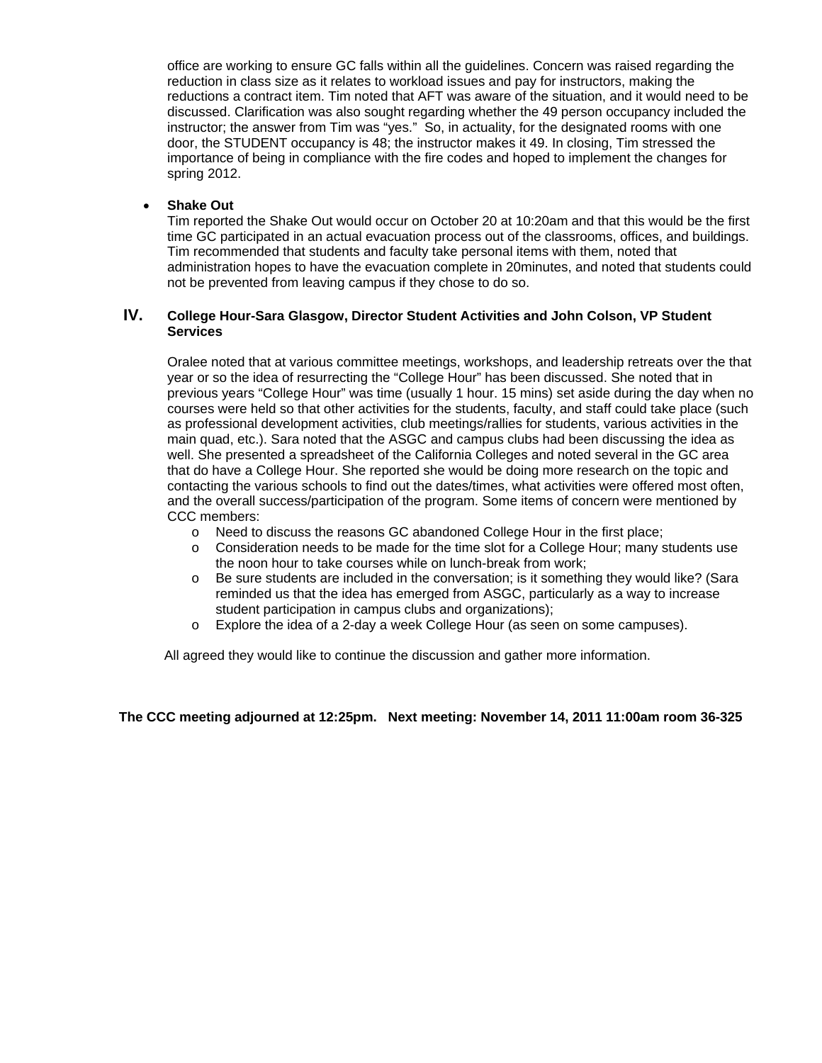office are working to ensure GC falls within all the guidelines. Concern was raised regarding the reduction in class size as it relates to workload issues and pay for instructors, making the reductions a contract item. Tim noted that AFT was aware of the situation, and it would need to be discussed. Clarification was also sought regarding whether the 49 person occupancy included the instructor; the answer from Tim was "yes." So, in actuality, for the designated rooms with one door, the STUDENT occupancy is 48; the instructor makes it 49. In closing, Tim stressed the importance of being in compliance with the fire codes and hoped to implement the changes for spring 2012.

- **Shake Out**
  Tim reported the Shake Out would occur on October 20 at 10:20am and that this would be the first time GC participated in an actual evacuation process out of the classrooms, offices, and buildings. Tim recommended that students and faculty take personal items with them, noted that administration hopes to have the evacuation complete in 20minutes, and noted that students could not be prevented from leaving campus if they chose to do so.

## IV. College Hour-Sara Glasgow, Director Student Activities and John Colson, VP Student Services

Oralee noted that at various committee meetings, workshops, and leadership retreats over the that year or so the idea of resurrecting the "College Hour" has been discussed. She noted that in previous years "College Hour" was time (usually 1 hour. 15 mins) set aside during the day when no courses were held so that other activities for the students, faculty, and staff could take place (such as professional development activities, club meetings/rallies for students, various activities in the main quad, etc.). Sara noted that the ASGC and campus clubs had been discussing the idea as well. She presented a spreadsheet of the California Colleges and noted several in the GC area that do have a College Hour. She reported she would be doing more research on the topic and contacting the various schools to find out the dates/times, what activities were offered most often, and the overall success/participation of the program. Some items of concern were mentioned by CCC members:

- Need to discuss the reasons GC abandoned College Hour in the first place;
- Consideration needs to be made for the time slot for a College Hour; many students use the noon hour to take courses while on lunch-break from work;
- Be sure students are included in the conversation; is it something they would like? (Sara reminded us that the idea has emerged from ASGC, particularly as a way to increase student participation in campus clubs and organizations);
- Explore the idea of a 2-day a week College Hour (as seen on some campuses).

All agreed they would like to continue the discussion and gather more information.

**The CCC meeting adjourned at 12:25pm. Next meeting: November 14, 2011 11:00am room 36-325**